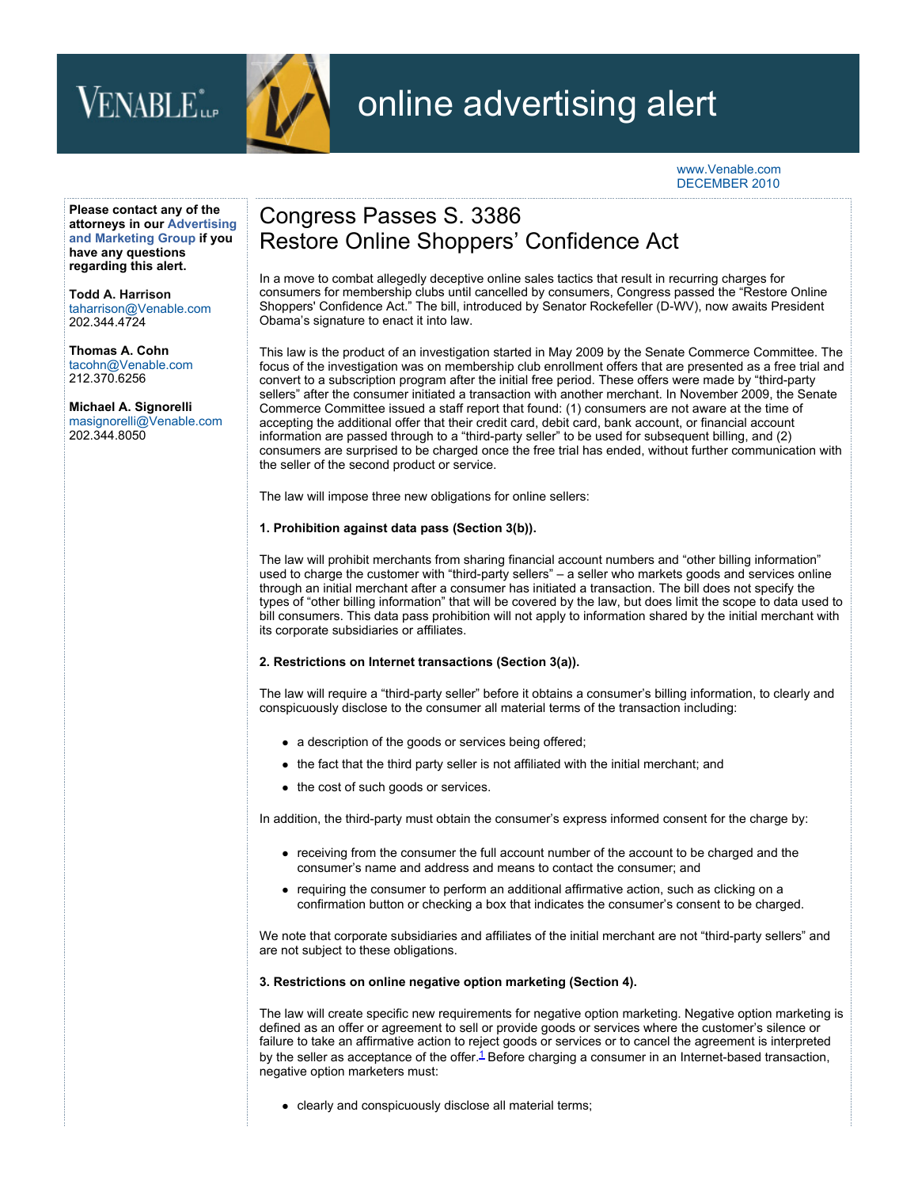online advertising alert

www.Venable.com
DECEMBER 2010

**Please contact any of the attorneys in our Advertising and Marketing Group if you have any questions regarding this alert.**

**Todd A. Harrison**
taharrison@Venable.com
202.344.4724

**Thomas A. Cohn**
tacohn@Venable.com
212.370.6256

**Michael A. Signorelli**
masignorelli@Venable.com
202.344.8050

# Congress Passes S. 3386 Restore Online Shoppers' Confidence Act

In a move to combat allegedly deceptive online sales tactics that result in recurring charges for consumers for membership clubs until cancelled by consumers, Congress passed the "Restore Online Shoppers' Confidence Act." The bill, introduced by Senator Rockefeller (D-WV), now awaits President Obama's signature to enact it into law.

This law is the product of an investigation started in May 2009 by the Senate Commerce Committee. The focus of the investigation was on membership club enrollment offers that are presented as a free trial and convert to a subscription program after the initial free period. These offers were made by "third-party sellers" after the consumer initiated a transaction with another merchant. In November 2009, the Senate Commerce Committee issued a staff report that found: (1) consumers are not aware at the time of accepting the additional offer that their credit card, debit card, bank account, or financial account information are passed through to a "third-party seller" to be used for subsequent billing, and (2) consumers are surprised to be charged once the free trial has ended, without further communication with the seller of the second product or service.

The law will impose three new obligations for online sellers:

**1. Prohibition against data pass (Section 3(b)).**

The law will prohibit merchants from sharing financial account numbers and "other billing information" used to charge the customer with "third-party sellers" – a seller who markets goods and services online through an initial merchant after a consumer has initiated a transaction. The bill does not specify the types of "other billing information" that will be covered by the law, but does limit the scope to data used to bill consumers. This data pass prohibition will not apply to information shared by the initial merchant with its corporate subsidiaries or affiliates.

**2. Restrictions on Internet transactions (Section 3(a)).**

The law will require a "third-party seller" before it obtains a consumer's billing information, to clearly and conspicuously disclose to the consumer all material terms of the transaction including:

- a description of the goods or services being offered;
- the fact that the third party seller is not affiliated with the initial merchant; and
- the cost of such goods or services.

In addition, the third-party must obtain the consumer's express informed consent for the charge by:

- receiving from the consumer the full account number of the account to be charged and the consumer's name and address and means to contact the consumer; and
- requiring the consumer to perform an additional affirmative action, such as clicking on a confirmation button or checking a box that indicates the consumer's consent to be charged.

We note that corporate subsidiaries and affiliates of the initial merchant are not "third-party sellers" and are not subject to these obligations.

**3. Restrictions on online negative option marketing (Section 4).**

The law will create specific new requirements for negative option marketing. Negative option marketing is defined as an offer or agreement to sell or provide goods or services where the customer's silence or failure to take an affirmative action to reject goods or services or to cancel the agreement is interpreted by the seller as acceptance of the offer.[1] Before charging a consumer in an Internet-based transaction, negative option marketers must:

- clearly and conspicuously disclose all material terms;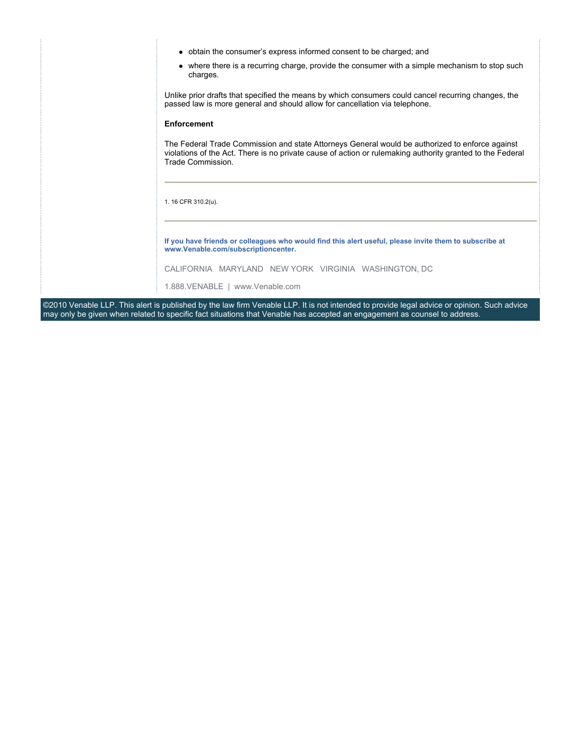- obtain the consumer's express informed consent to be charged; and
- where there is a recurring charge, provide the consumer with a simple mechanism to stop such charges.

Unlike prior drafts that specified the means by which consumers could cancel recurring changes, the passed law is more general and should allow for cancellation via telephone.

**Enforcement**

The Federal Trade Commission and state Attorneys General would be authorized to enforce against violations of the Act. There is no private cause of action or rulemaking authority granted to the Federal Trade Commission.

---

1. 16 CFR 310.2(u).

---

**If you have friends or colleagues who would find this alert useful, please invite them to subscribe at www.Venable.com/subscriptioncenter.**

CALIFORNIA MARYLAND NEW YORK VIRGINIA WASHINGTON, DC

1.888.VENABLE | www.Venable.com

©2010 Venable LLP. This alert is published by the law firm Venable LLP. It is not intended to provide legal advice or opinion. Such advice may only be given when related to specific fact situations that Venable has accepted an engagement as counsel to address.